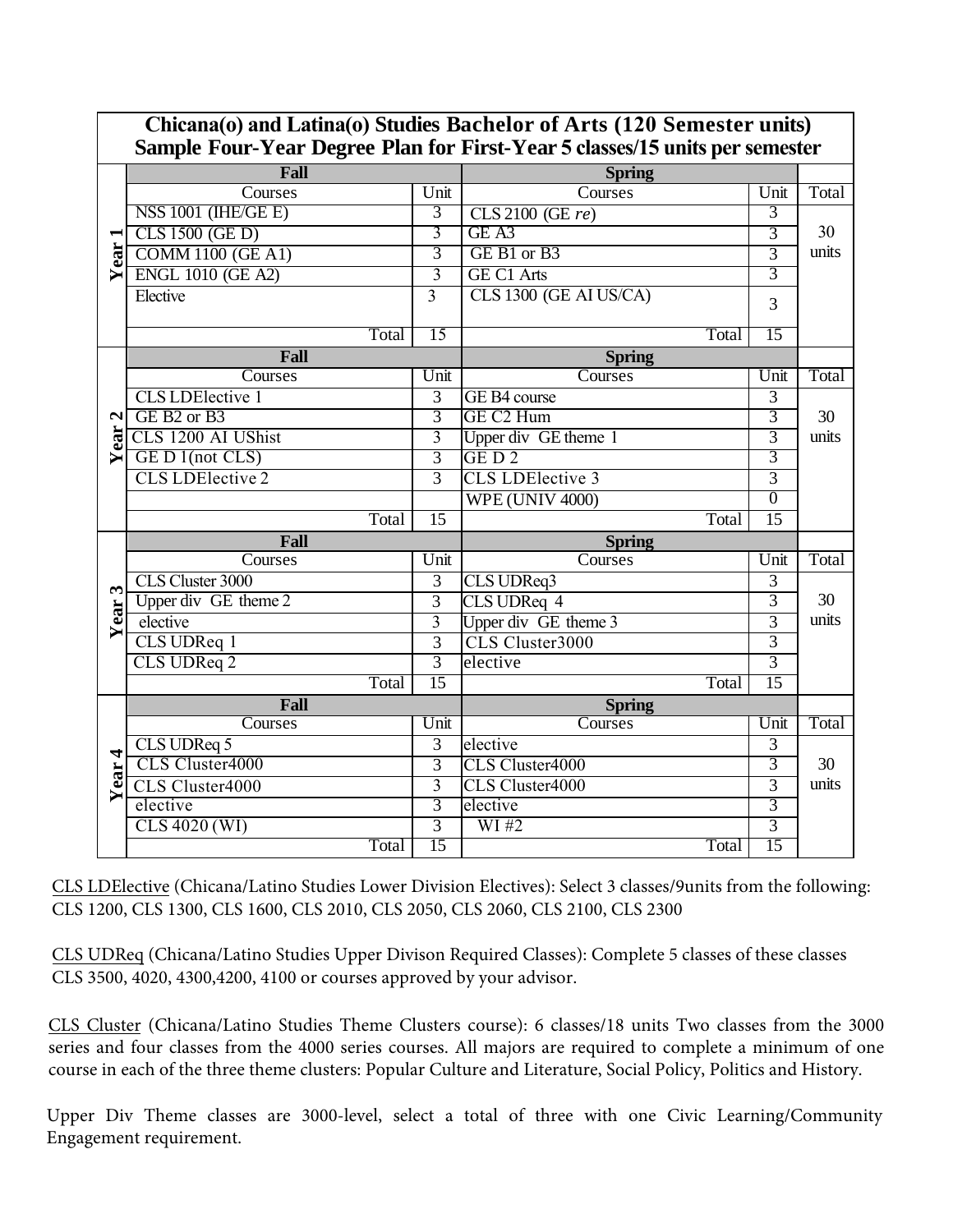**Chicana(o) and Latina(o) Studies Bachelor of Arts (120 Semester units)**
**Sample Four-Year Degree Plan for First-Year 5 classes/15 units per semester**

| | Fall | | Spring | | |
|---|---|---|---|---|---|
| **Year 1** | Courses | Unit | Courses | Unit | Total |
| | NSS 1001 (IHE/GE E) | 3 | CLS 2100 (GE *re*) | 3 | 30 units |
| | CLS 1500 (GE D) | 3 | GE A3 | 3 | |
| | COMM 1100 (GE A1) | 3 | GE B1 or B3 | 3 | |
| | ENGL 1010 (GE A2) | 3 | GE C1 Arts | 3 | |
| | Elective | 3 | CLS 1300 (GE AI US/CA) | 3 | |
| | Total | 15 | Total | 15 | |
| **Year 2** | **Fall** | | **Spring** | | |
| | Courses | Unit | Courses | Unit | Total |
| | CLS LDElective 1 | 3 | GE B4 course | 3 | 30 units |
| | GE B2 or B3 | 3 | GE C2 Hum | 3 | |
| | CLS 1200 AI UShist | 3 | Upper div GE theme 1 | 3 | |
| | GE D 1(not CLS) | 3 | GE D 2 | 3 | |
| | CLS LDElective 2 | 3 | CLS LDElective 3 | 3 | |
| | | | WPE (UNIV 4000) | 0 | |
| | Total | 15 | Total | 15 | |
| **Year 3** | **Fall** | | **Spring** | | |
| | Courses | Unit | Courses | Unit | Total |
| | CLS Cluster 3000 | 3 | CLS UDReq3 | 3 | 30 units |
| | Upper div GE theme 2 | 3 | CLS UDReq 4 | 3 | |
| | elective | 3 | Upper div GE theme 3 | 3 | |
| | CLS UDReq 1 | 3 | CLS Cluster3000 | 3 | |
| | CLS UDReq 2 | 3 | elective | 3 | |
| | Total | 15 | Total | 15 | |
| **Year 4** | **Fall** | | **Spring** | | |
| | Courses | Unit | Courses | Unit | Total |
| | CLS UDReq 5 | 3 | elective | 3 | 30 units |
| | CLS Cluster4000 | 3 | CLS Cluster4000 | 3 | |
| | CLS Cluster4000 | 3 | CLS Cluster4000 | 3 | |
| | elective | 3 | elective | 3 | |
| | CLS 4020 (WI) | 3 | WI #2 | 3 | |
| | Total | 15 | Total | 15 | |

<u>CLS LDElective</u> (Chicana/Latino Studies Lower Division Electives): Select 3 classes/9units from the following: CLS 1200, CLS 1300, CLS 1600, CLS 2010, CLS 2050, CLS 2060, CLS 2100, CLS 2300

<u>CLS UDReq</u> (Chicana/Latino Studies Upper Divison Required Classes): Complete 5 classes of these classes CLS 3500, 4020, 4300,4200, 4100 or courses approved by your advisor.

<u>CLS Cluster</u> (Chicana/Latino Studies Theme Clusters course): 6 classes/18 units Two classes from the 3000 series and four classes from the 4000 series courses. All majors are required to complete a minimum of one course in each of the three theme clusters: Popular Culture and Literature, Social Policy, Politics and History.

Upper Div Theme classes are 3000-level, select a total of three with one Civic Learning/Community Engagement requirement.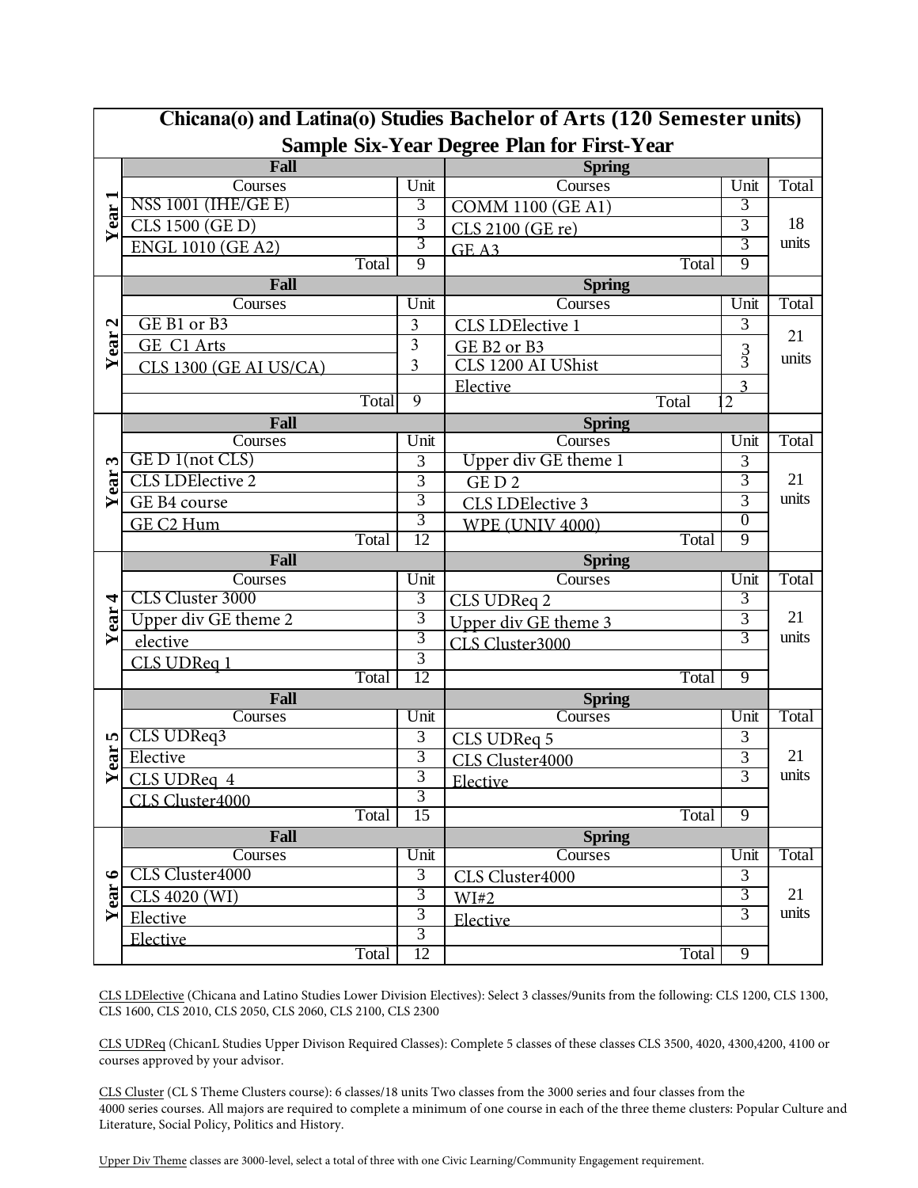| Chicana(o) and Latina(o) Studies Bachelor of Arts (120 Semester units) Sample Six-Year Degree Plan for First-Year | | | | | |
|---|---|---|---|---|---|
| | **Fall** | | **Spring** | | |
| | Courses | Unit | Courses | Unit | Total |
| **Year 1** | NSS 1001 (IHE/GE E) | 3 | COMM 1100 (GE A1) | 3 | 18 units |
| | CLS 1500 (GE D) | 3 | CLS 2100 (GE re) | 3 | |
| | ENGL 1010 (GE A2) | 3 | GE A3 | 3 | |
| | Total | 9 | Total | 9 | |
| | **Fall** | | **Spring** | | |
| | Courses | Unit | Courses | Unit | Total |
| **Year 2** | GE B1 or B3 | 3 | CLS LDElective 1 | 3 | 21 units |
| | GE C1 Arts | 3 | GE B2 or B3 | 3 | |
| | CLS 1300 (GE AI US/CA) | 3 | CLS 1200 AI UShist | 3 | |
| | | | Elective | 3 | |
| | Total | 9 | Total | 12 | |
| | **Fall** | | **Spring** | | |
| | Courses | Unit | Courses | Unit | Total |
| **Year 3** | GE D 1(not CLS) | 3 | Upper div GE theme 1 | 3 | 21 units |
| | CLS LDElective 2 | 3 | GE D 2 | 3 | |
| | GE B4 course | 3 | CLS LDElective 3 | 3 | |
| | GE C2 Hum | 3 | WPE (UNIV 4000) | 0 | |
| | Total | 12 | Total | 9 | |
| | **Fall** | | **Spring** | | |
| | Courses | Unit | Courses | Unit | Total |
| **Year 4** | CLS Cluster 3000 | 3 | CLS UDReq 2 | 3 | 21 units |
| | Upper div GE theme 2 | 3 | Upper div GE theme 3 | 3 | |
| | elective | 3 | CLS Cluster3000 | 3 | |
| | CLS UDReq 1 | 3 | | | |
| | Total | 12 | Total | 9 | |
| | **Fall** | | **Spring** | | |
| | Courses | Unit | Courses | Unit | Total |
| **Year 5** | CLS UDReq3 | 3 | CLS UDReq 5 | 3 | 21 units |
| | Elective | 3 | CLS Cluster4000 | 3 | |
| | CLS UDReq 4 | 3 | Elective | 3 | |
| | CLS Cluster4000 | 3 | | | |
| | Total | 15 | Total | 9 | |
| | **Fall** | | **Spring** | | |
| | Courses | Unit | Courses | Unit | Total |
| **Year 6** | CLS Cluster4000 | 3 | CLS Cluster4000 | 3 | 21 units |
| | CLS 4020 (WI) | 3 | WI#2 | 3 | |
| | Elective | 3 | Elective | 3 | |
| | Elective | 3 | | | |
| | Total | 12 | Total | 9 | |

CLS LDElective (Chicana and Latino Studies Lower Division Electives): Select 3 classes/9units from the following: CLS 1200, CLS 1300, CLS 1600, CLS 2010, CLS 2050, CLS 2060, CLS 2100, CLS 2300

CLS UDReq (ChicanL Studies Upper Divison Required Classes): Complete 5 classes of these classes CLS 3500, 4020, 4300,4200, 4100 or courses approved by your advisor.

CLS Cluster (CL S Theme Clusters course): 6 classes/18 units Two classes from the 3000 series and four classes from the 4000 series courses. All majors are required to complete a minimum of one course in each of the three theme clusters: Popular Culture and Literature, Social Policy, Politics and History.

Upper Div Theme classes are 3000-level, select a total of three with one Civic Learning/Community Engagement requirement.